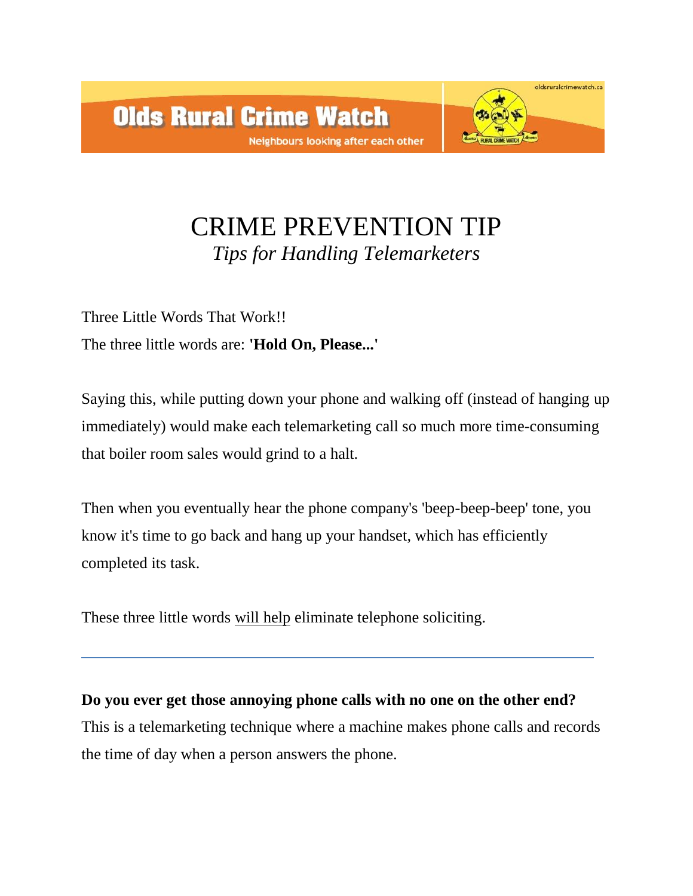Olds Rural Crime Watch

Neighbours looking after each other

oldsruralcrimewatch.ca

# CRIME PREVENTION TIP

*Tips for Handling Telemarketers*

Three Little Words That Work!!

The three little words are: '**Hold On, Please...**'

Saying this, while putting down your phone and walking off (instead of hanging up immediately) would make each telemarketing call so much more time-consuming that boiler room sales would grind to a halt.

Then when you eventually hear the phone company's 'beep-beep-beep' tone, you know it's time to go back and hang up your handset, which has efficiently completed its task.

These three little words <u>will help</u> eliminate telephone soliciting.

---

**Do you ever get those annoying phone calls with no one on the other end?**
This is a telemarketing technique where a machine makes phone calls and records the time of day when a person answers the phone.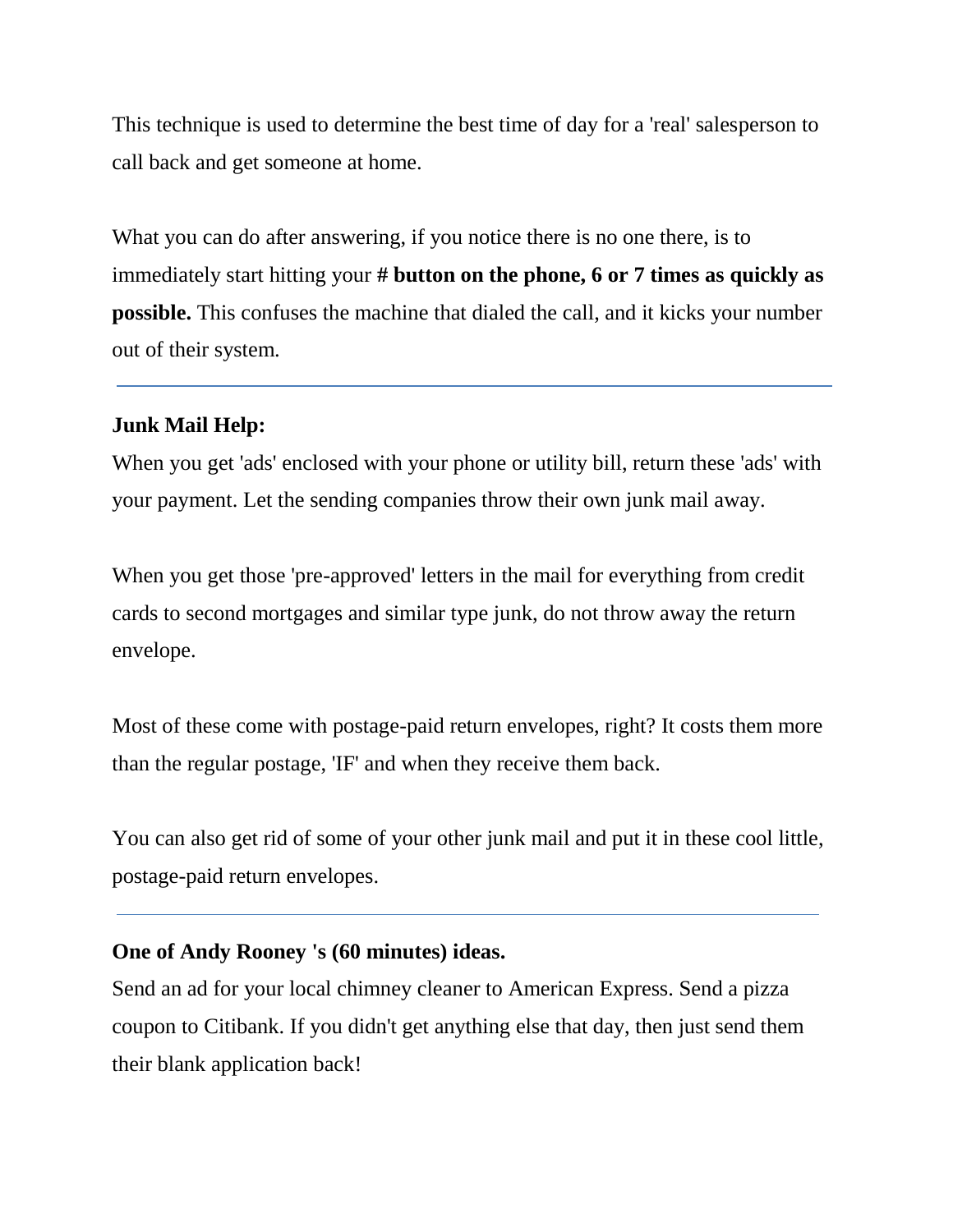This technique is used to determine the best time of day for a 'real' salesperson to call back and get someone at home.

What you can do after answering, if you notice there is no one there, is to immediately start hitting your **# button on the phone, 6 or 7 times as quickly as possible.** This confuses the machine that dialed the call, and it kicks your number out of their system.

---

**Junk Mail Help:**

When you get 'ads' enclosed with your phone or utility bill, return these 'ads' with your payment. Let the sending companies throw their own junk mail away.

When you get those 'pre-approved' letters in the mail for everything from credit cards to second mortgages and similar type junk, do not throw away the return envelope.

Most of these come with postage-paid return envelopes, right? It costs them more than the regular postage, 'IF' and when they receive them back.

You can also get rid of some of your other junk mail and put it in these cool little, postage-paid return envelopes.

---

**One of Andy Rooney 's (60 minutes) ideas.**

Send an ad for your local chimney cleaner to American Express. Send a pizza coupon to Citibank. If you didn't get anything else that day, then just send them their blank application back!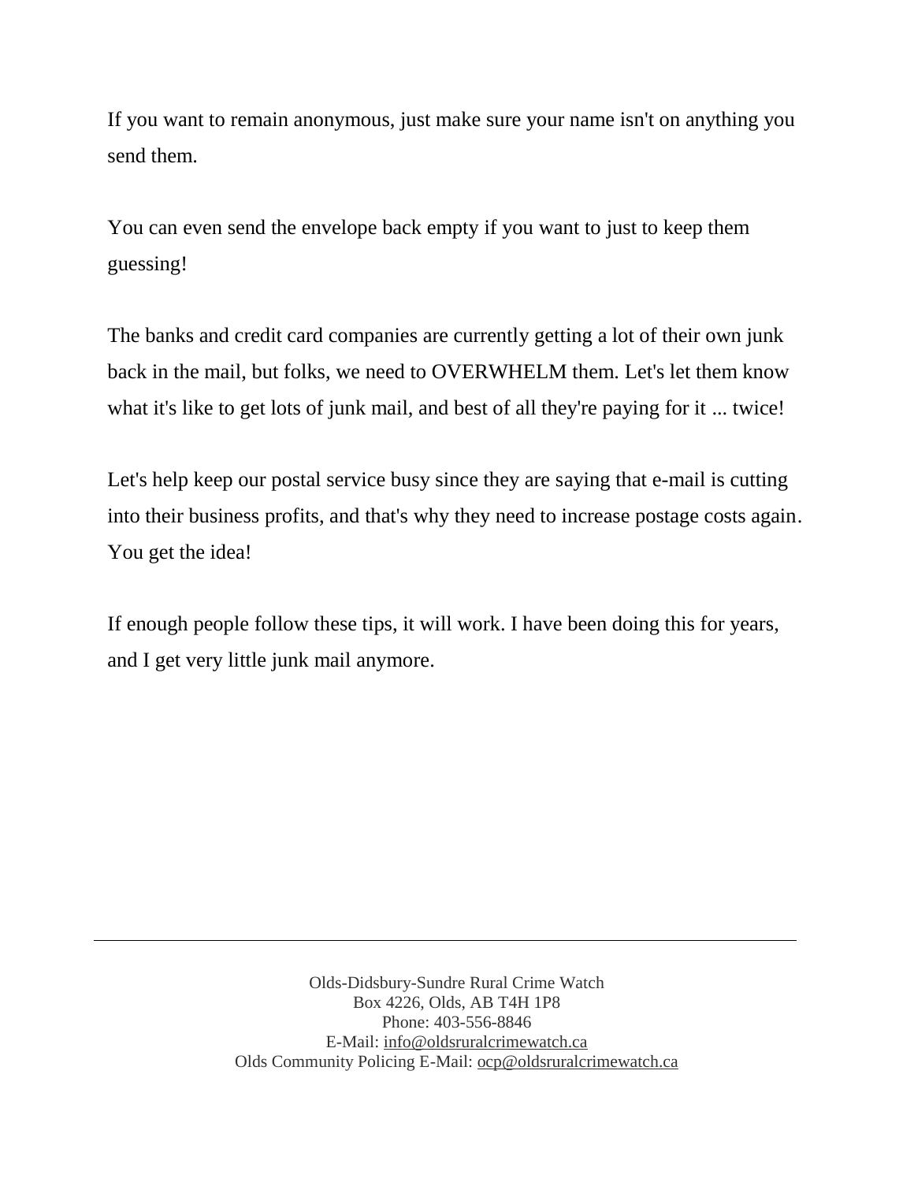If you want to remain anonymous, just make sure your name isn't on anything you send them.

You can even send the envelope back empty if you want to just to keep them guessing!

The banks and credit card companies are currently getting a lot of their own junk back in the mail, but folks, we need to OVERWHELM them. Let's let them know what it's like to get lots of junk mail, and best of all they're paying for it ... twice!

Let's help keep our postal service busy since they are saying that e-mail is cutting into their business profits, and that's why they need to increase postage costs again. You get the idea!

If enough people follow these tips, it will work. I have been doing this for years, and I get very little junk mail anymore.